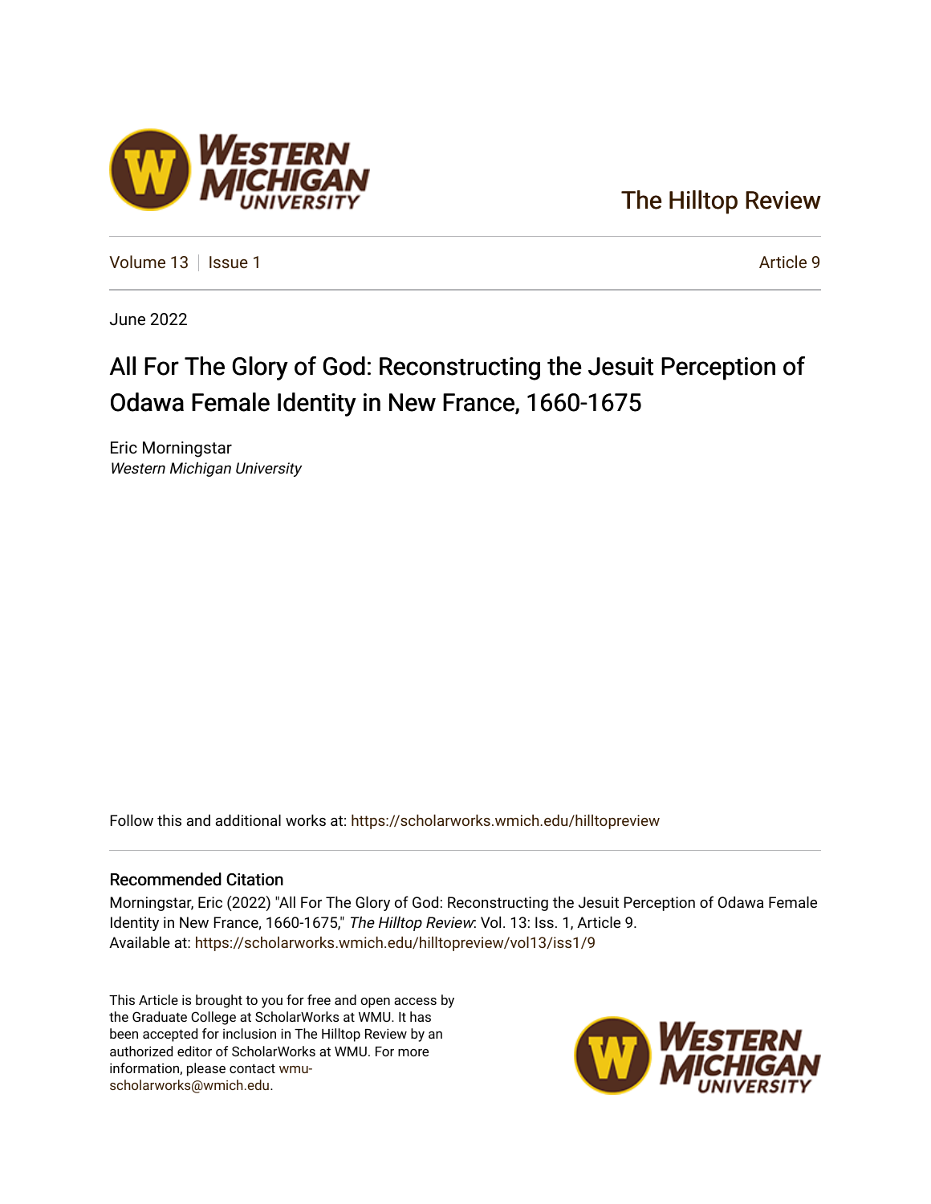The Hilltop Review

Volume 13 | Issue 1 | Article 9

June 2022

# All For The Glory of God: Reconstructing the Jesuit Perception of Odawa Female Identity in New France, 1660-1675

Eric Morningstar
*Western Michigan University*

Follow this and additional works at: https://scholarworks.wmich.edu/hilltopreview

## Recommended Citation

Morningstar, Eric (2022) "All For The Glory of God: Reconstructing the Jesuit Perception of Odawa Female Identity in New France, 1660-1675," *The Hilltop Review*: Vol. 13: Iss. 1, Article 9.
Available at: https://scholarworks.wmich.edu/hilltopreview/vol13/iss1/9

This Article is brought to you for free and open access by the Graduate College at ScholarWorks at WMU. It has been accepted for inclusion in The Hilltop Review by an authorized editor of ScholarWorks at WMU. For more information, please contact wmu-scholarworks@wmich.edu.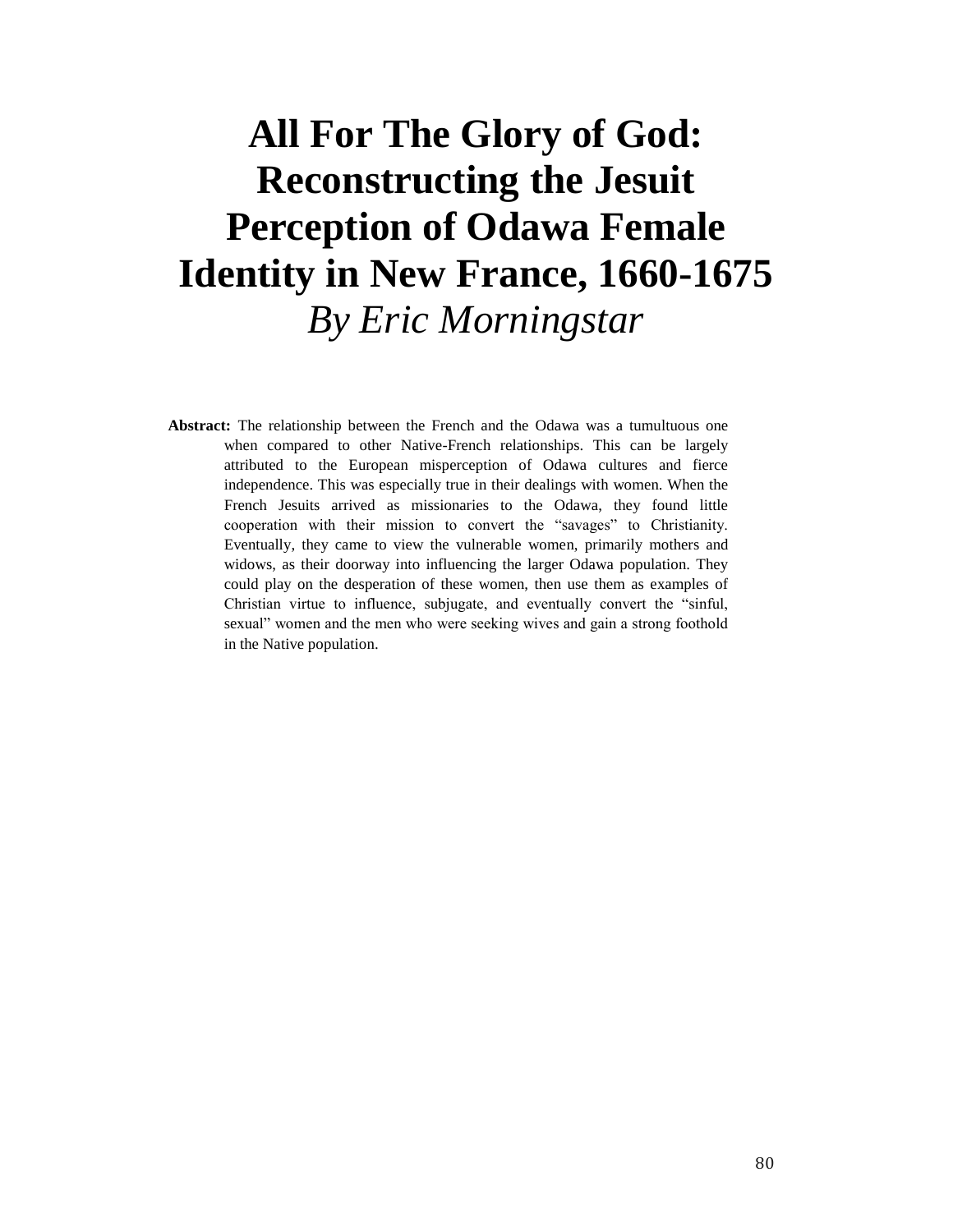# All For The Glory of God: Reconstructing the Jesuit Perception of Odawa Female Identity in New France, 1660-1675

*By Eric Morningstar*

**Abstract:** The relationship between the French and the Odawa was a tumultuous one when compared to other Native-French relationships. This can be largely attributed to the European misperception of Odawa cultures and fierce independence. This was especially true in their dealings with women. When the French Jesuits arrived as missionaries to the Odawa, they found little cooperation with their mission to convert the "savages" to Christianity. Eventually, they came to view the vulnerable women, primarily mothers and widows, as their doorway into influencing the larger Odawa population. They could play on the desperation of these women, then use them as examples of Christian virtue to influence, subjugate, and eventually convert the "sinful, sexual" women and the men who were seeking wives and gain a strong foothold in the Native population.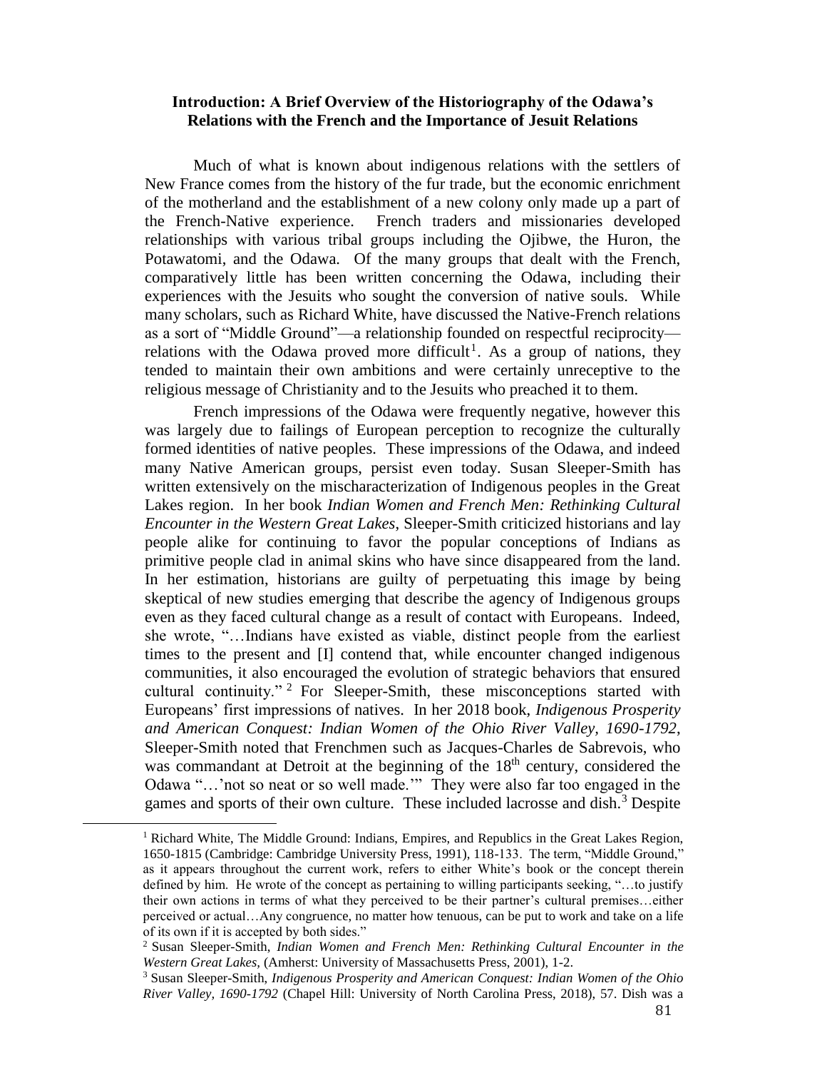**Introduction: A Brief Overview of the Historiography of the Odawa's Relations with the French and the Importance of Jesuit Relations**

Much of what is known about indigenous relations with the settlers of New France comes from the history of the fur trade, but the economic enrichment of the motherland and the establishment of a new colony only made up a part of the French-Native experience. French traders and missionaries developed relationships with various tribal groups including the Ojibwe, the Huron, the Potawatomi, and the Odawa. Of the many groups that dealt with the French, comparatively little has been written concerning the Odawa, including their experiences with the Jesuits who sought the conversion of native souls. While many scholars, such as Richard White, have discussed the Native-French relations as a sort of "Middle Ground"—a relationship founded on respectful reciprocity—relations with the Odawa proved more difficult[1]. As a group of nations, they tended to maintain their own ambitions and were certainly unreceptive to the religious message of Christianity and to the Jesuits who preached it to them.

French impressions of the Odawa were frequently negative, however this was largely due to failings of European perception to recognize the culturally formed identities of native peoples. These impressions of the Odawa, and indeed many Native American groups, persist even today. Susan Sleeper-Smith has written extensively on the mischaracterization of Indigenous peoples in the Great Lakes region. In her book *Indian Women and French Men: Rethinking Cultural Encounter in the Western Great Lakes*, Sleeper-Smith criticized historians and lay people alike for continuing to favor the popular conceptions of Indians as primitive people clad in animal skins who have since disappeared from the land. In her estimation, historians are guilty of perpetuating this image by being skeptical of new studies emerging that describe the agency of Indigenous groups even as they faced cultural change as a result of contact with Europeans. Indeed, she wrote, "…Indians have existed as viable, distinct people from the earliest times to the present and [I] contend that, while encounter changed indigenous communities, it also encouraged the evolution of strategic behaviors that ensured cultural continuity." [2] For Sleeper-Smith, these misconceptions started with Europeans' first impressions of natives. In her 2018 book, *Indigenous Prosperity and American Conquest: Indian Women of the Ohio River Valley, 1690-1792*, Sleeper-Smith noted that Frenchmen such as Jacques-Charles de Sabrevois, who was commandant at Detroit at the beginning of the 18th century, considered the Odawa "…'not so neat or so well made.'" They were also far too engaged in the games and sports of their own culture. These included lacrosse and dish.[3] Despite

---

[1] Richard White, The Middle Ground: Indians, Empires, and Republics in the Great Lakes Region, 1650-1815 (Cambridge: Cambridge University Press, 1991), 118-133. The term, "Middle Ground," as it appears throughout the current work, refers to either White's book or the concept therein defined by him. He wrote of the concept as pertaining to willing participants seeking, "…to justify their own actions in terms of what they perceived to be their partner's cultural premises…either perceived or actual…Any congruence, no matter how tenuous, can be put to work and take on a life of its own if it is accepted by both sides."

[2] Susan Sleeper-Smith, *Indian Women and French Men: Rethinking Cultural Encounter in the Western Great Lakes*, (Amherst: University of Massachusetts Press, 2001), 1-2.

[3] Susan Sleeper-Smith, *Indigenous Prosperity and American Conquest: Indian Women of the Ohio River Valley, 1690-1792* (Chapel Hill: University of North Carolina Press, 2018), 57. Dish was a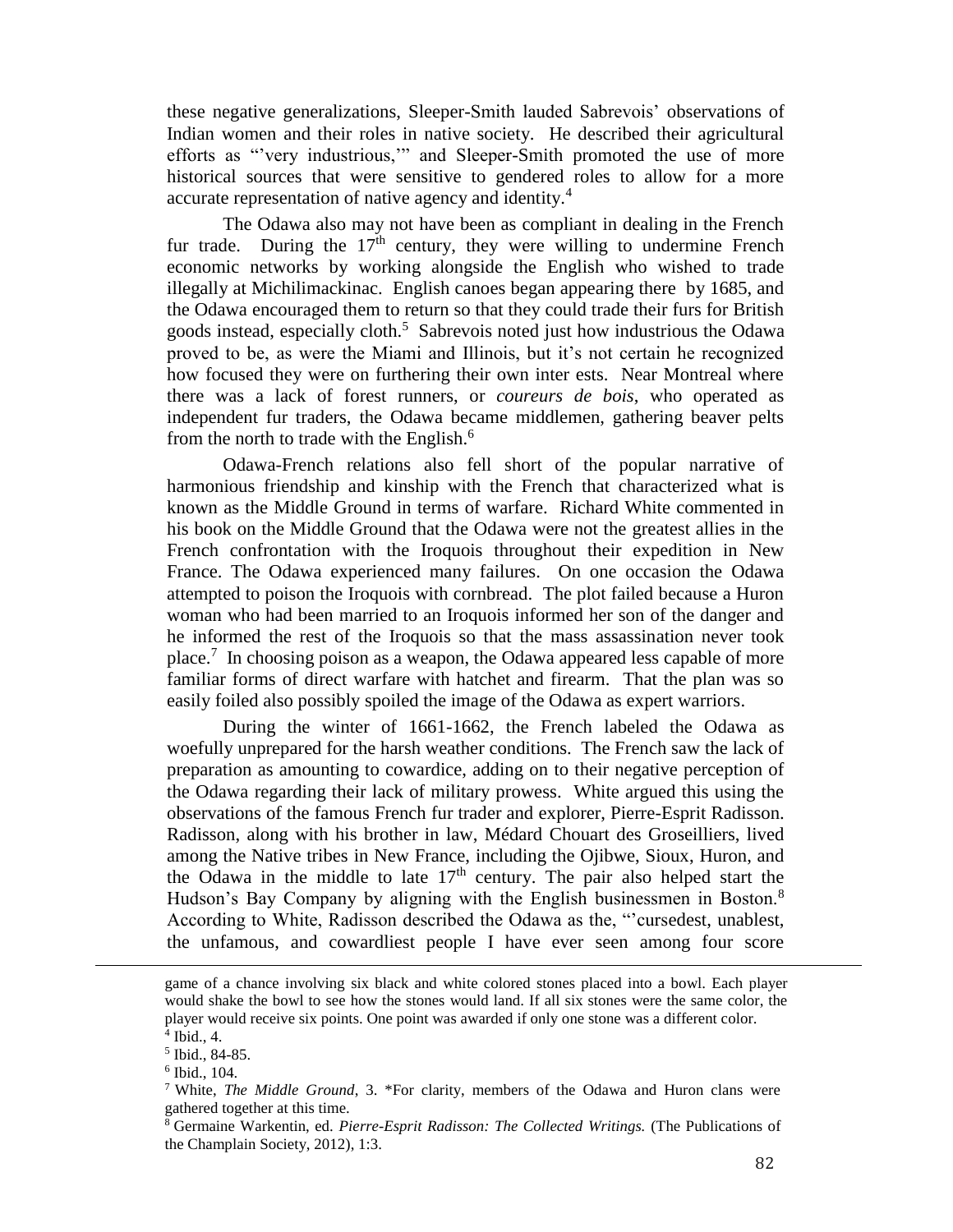these negative generalizations, Sleeper-Smith lauded Sabrevois' observations of Indian women and their roles in native society. He described their agricultural efforts as "'very industrious,'" and Sleeper-Smith promoted the use of more historical sources that were sensitive to gendered roles to allow for a more accurate representation of native agency and identity.[4]

The Odawa also may not have been as compliant in dealing in the French fur trade. During the 17th century, they were willing to undermine French economic networks by working alongside the English who wished to trade illegally at Michilimackinac. English canoes began appearing there by 1685, and the Odawa encouraged them to return so that they could trade their furs for British goods instead, especially cloth.[5] Sabrevois noted just how industrious the Odawa proved to be, as were the Miami and Illinois, but it's not certain he recognized how focused they were on furthering their own inter ests. Near Montreal where there was a lack of forest runners, or *coureurs de bois*, who operated as independent fur traders, the Odawa became middlemen, gathering beaver pelts from the north to trade with the English.[6]

Odawa-French relations also fell short of the popular narrative of harmonious friendship and kinship with the French that characterized what is known as the Middle Ground in terms of warfare. Richard White commented in his book on the Middle Ground that the Odawa were not the greatest allies in the French confrontation with the Iroquois throughout their expedition in New France. The Odawa experienced many failures. On one occasion the Odawa attempted to poison the Iroquois with cornbread. The plot failed because a Huron woman who had been married to an Iroquois informed her son of the danger and he informed the rest of the Iroquois so that the mass assassination never took place.[7] In choosing poison as a weapon, the Odawa appeared less capable of more familiar forms of direct warfare with hatchet and firearm. That the plan was so easily foiled also possibly spoiled the image of the Odawa as expert warriors.

During the winter of 1661-1662, the French labeled the Odawa as woefully unprepared for the harsh weather conditions. The French saw the lack of preparation as amounting to cowardice, adding on to their negative perception of the Odawa regarding their lack of military prowess. White argued this using the observations of the famous French fur trader and explorer, Pierre-Esprit Radisson. Radisson, along with his brother in law, Médard Chouart des Groseilliers, lived among the Native tribes in New France, including the Ojibwe, Sioux, Huron, and the Odawa in the middle to late 17th century. The pair also helped start the Hudson's Bay Company by aligning with the English businessmen in Boston.[8] According to White, Radisson described the Odawa as the, "'cursedest, unablest, the unfamous, and cowardliest people I have ever seen among four score

---

game of a chance involving six black and white colored stones placed into a bowl. Each player would shake the bowl to see how the stones would land. If all six stones were the same color, the player would receive six points. One point was awarded if only one stone was a different color.

[4] Ibid., 4.

[5] Ibid., 84-85.

[6] Ibid., 104.

[7] White, *The Middle Ground*, 3. *For clarity, members of the Odawa and Huron clans were gathered together at this time.

[8] Germaine Warkentin, ed. *Pierre-Esprit Radisson: The Collected Writings.* (The Publications of the Champlain Society, 2012), 1:3.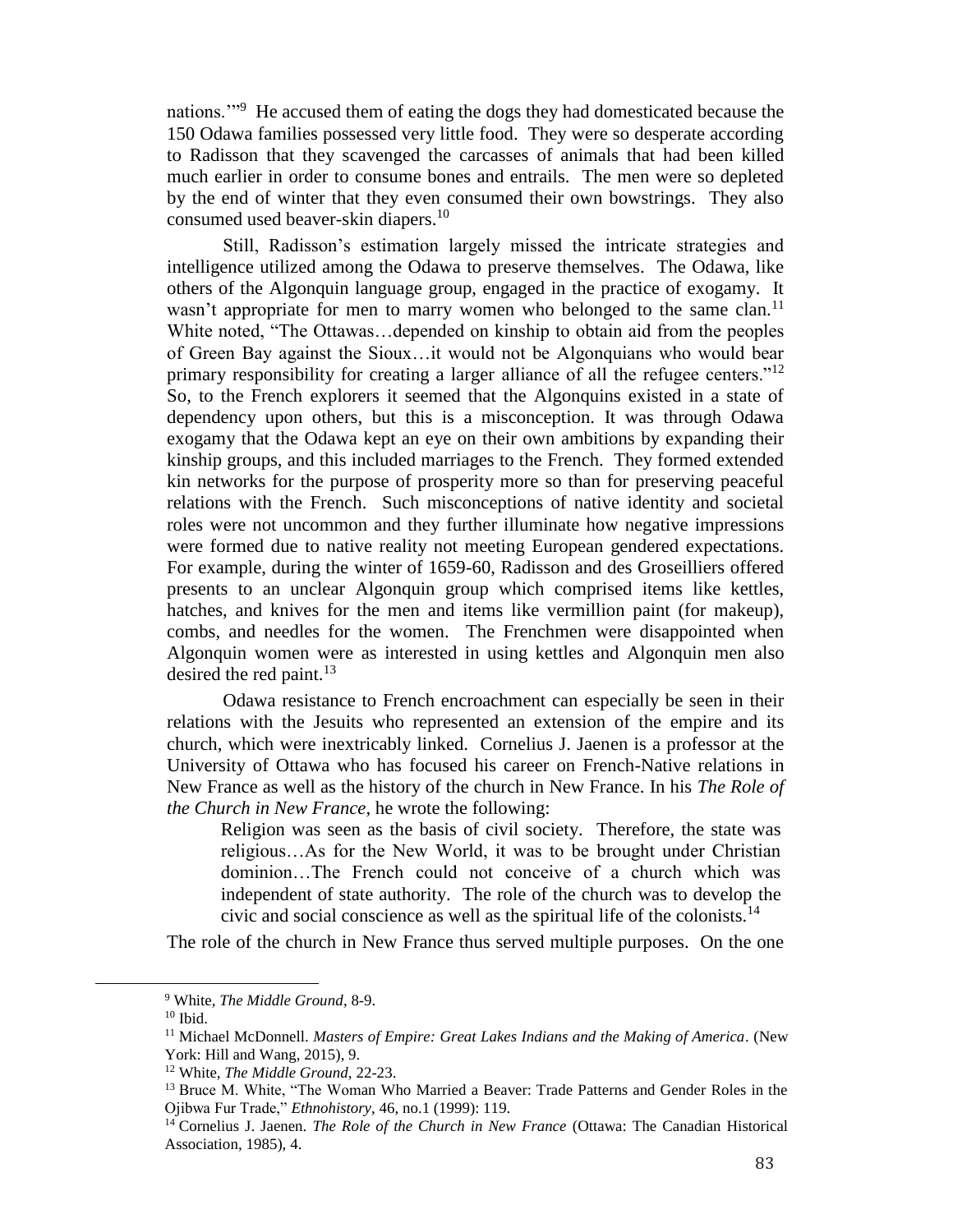nations.'"[9] He accused them of eating the dogs they had domesticated because the 150 Odawa families possessed very little food. They were so desperate according to Radisson that they scavenged the carcasses of animals that had been killed much earlier in order to consume bones and entrails. The men were so depleted by the end of winter that they even consumed their own bowstrings. They also consumed used beaver-skin diapers.[10]

Still, Radisson's estimation largely missed the intricate strategies and intelligence utilized among the Odawa to preserve themselves. The Odawa, like others of the Algonquin language group, engaged in the practice of exogamy. It wasn't appropriate for men to marry women who belonged to the same clan.[11] White noted, "The Ottawas…depended on kinship to obtain aid from the peoples of Green Bay against the Sioux…it would not be Algonquians who would bear primary responsibility for creating a larger alliance of all the refugee centers."[12] So, to the French explorers it seemed that the Algonquins existed in a state of dependency upon others, but this is a misconception. It was through Odawa exogamy that the Odawa kept an eye on their own ambitions by expanding their kinship groups, and this included marriages to the French. They formed extended kin networks for the purpose of prosperity more so than for preserving peaceful relations with the French. Such misconceptions of native identity and societal roles were not uncommon and they further illuminate how negative impressions were formed due to native reality not meeting European gendered expectations. For example, during the winter of 1659-60, Radisson and des Groseilliers offered presents to an unclear Algonquin group which comprised items like kettles, hatches, and knives for the men and items like vermillion paint (for makeup), combs, and needles for the women. The Frenchmen were disappointed when Algonquin women were as interested in using kettles and Algonquin men also desired the red paint.[13]

Odawa resistance to French encroachment can especially be seen in their relations with the Jesuits who represented an extension of the empire and its church, which were inextricably linked. Cornelius J. Jaenen is a professor at the University of Ottawa who has focused his career on French-Native relations in New France as well as the history of the church in New France. In his *The Role of the Church in New France,* he wrote the following:

> Religion was seen as the basis of civil society. Therefore, the state was religious…As for the New World, it was to be brought under Christian dominion…The French could not conceive of a church which was independent of state authority. The role of the church was to develop the civic and social conscience as well as the spiritual life of the colonists.[14]

The role of the church in New France thus served multiple purposes. On the one

---

[9] White, *The Middle Ground*, 8-9.

[10] Ibid.

[11] Michael McDonnell. *Masters of Empire: Great Lakes Indians and the Making of America*. (New York: Hill and Wang, 2015), 9.

[12] White, *The Middle Ground*, 22-23.

[13] Bruce M. White, "The Woman Who Married a Beaver: Trade Patterns and Gender Roles in the Ojibwa Fur Trade," *Ethnohistory*, 46, no.1 (1999): 119.

[14] Cornelius J. Jaenen. *The Role of the Church in New France* (Ottawa: The Canadian Historical Association, 1985), 4.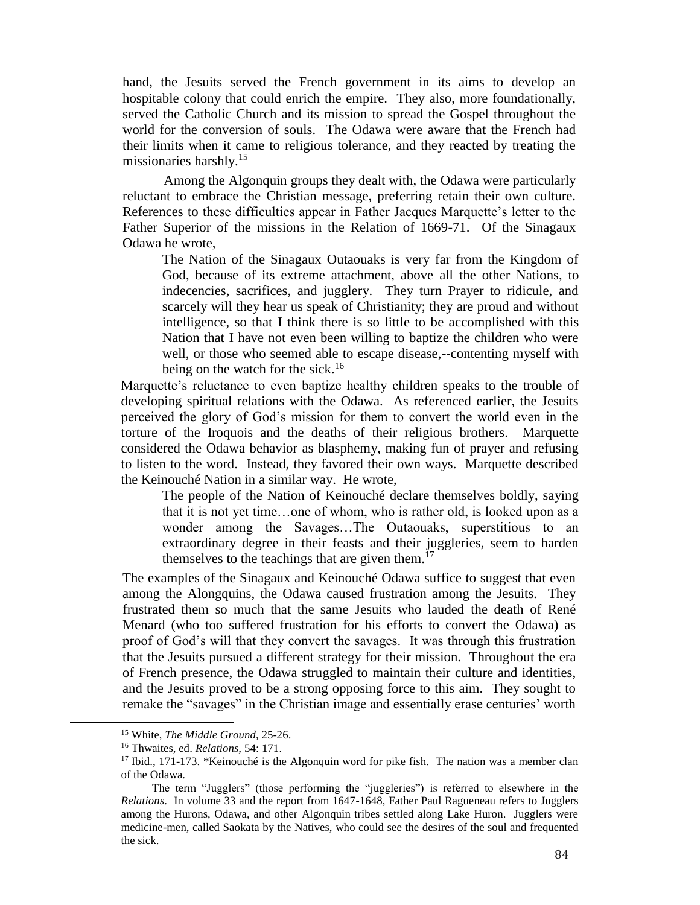hand, the Jesuits served the French government in its aims to develop an hospitable colony that could enrich the empire. They also, more foundationally, served the Catholic Church and its mission to spread the Gospel throughout the world for the conversion of souls. The Odawa were aware that the French had their limits when it came to religious tolerance, and they reacted by treating the missionaries harshly.[15]

Among the Algonquin groups they dealt with, the Odawa were particularly reluctant to embrace the Christian message, preferring retain their own culture. References to these difficulties appear in Father Jacques Marquette's letter to the Father Superior of the missions in the Relation of 1669-71. Of the Sinagaux Odawa he wrote,

> The Nation of the Sinagaux Outaouaks is very far from the Kingdom of God, because of its extreme attachment, above all the other Nations, to indecencies, sacrifices, and jugglery. They turn Prayer to ridicule, and scarcely will they hear us speak of Christianity; they are proud and without intelligence, so that I think there is so little to be accomplished with this Nation that I have not even been willing to baptize the children who were well, or those who seemed able to escape disease,--contenting myself with being on the watch for the sick.[16]

Marquette's reluctance to even baptize healthy children speaks to the trouble of developing spiritual relations with the Odawa. As referenced earlier, the Jesuits perceived the glory of God's mission for them to convert the world even in the torture of the Iroquois and the deaths of their religious brothers. Marquette considered the Odawa behavior as blasphemy, making fun of prayer and refusing to listen to the word. Instead, they favored their own ways. Marquette described the Keinouché Nation in a similar way. He wrote,

> The people of the Nation of Keinouché declare themselves boldly, saying that it is not yet time…one of whom, who is rather old, is looked upon as a wonder among the Savages…The Outaouaks, superstitious to an extraordinary degree in their feasts and their juggleries, seem to harden themselves to the teachings that are given them.[17]

The examples of the Sinagaux and Keinouché Odawa suffice to suggest that even among the Alongquins, the Odawa caused frustration among the Jesuits. They frustrated them so much that the same Jesuits who lauded the death of René Menard (who too suffered frustration for his efforts to convert the Odawa) as proof of God's will that they convert the savages. It was through this frustration that the Jesuits pursued a different strategy for their mission. Throughout the era of French presence, the Odawa struggled to maintain their culture and identities, and the Jesuits proved to be a strong opposing force to this aim. They sought to remake the "savages" in the Christian image and essentially erase centuries' worth

---

[15] White, *The Middle Ground*, 25-26.

[16] Thwaites, ed. *Relations*, 54: 171.

[17] Ibid., 171-173. *Keinouché is the Algonquin word for pike fish. The nation was a member clan of the Odawa.

The term "Jugglers" (those performing the "juggleries") is referred to elsewhere in the *Relations*. In volume 33 and the report from 1647-1648, Father Paul Ragueneau refers to Jugglers among the Hurons, Odawa, and other Algonquin tribes settled along Lake Huron. Jugglers were medicine-men, called Saokata by the Natives, who could see the desires of the soul and frequented the sick.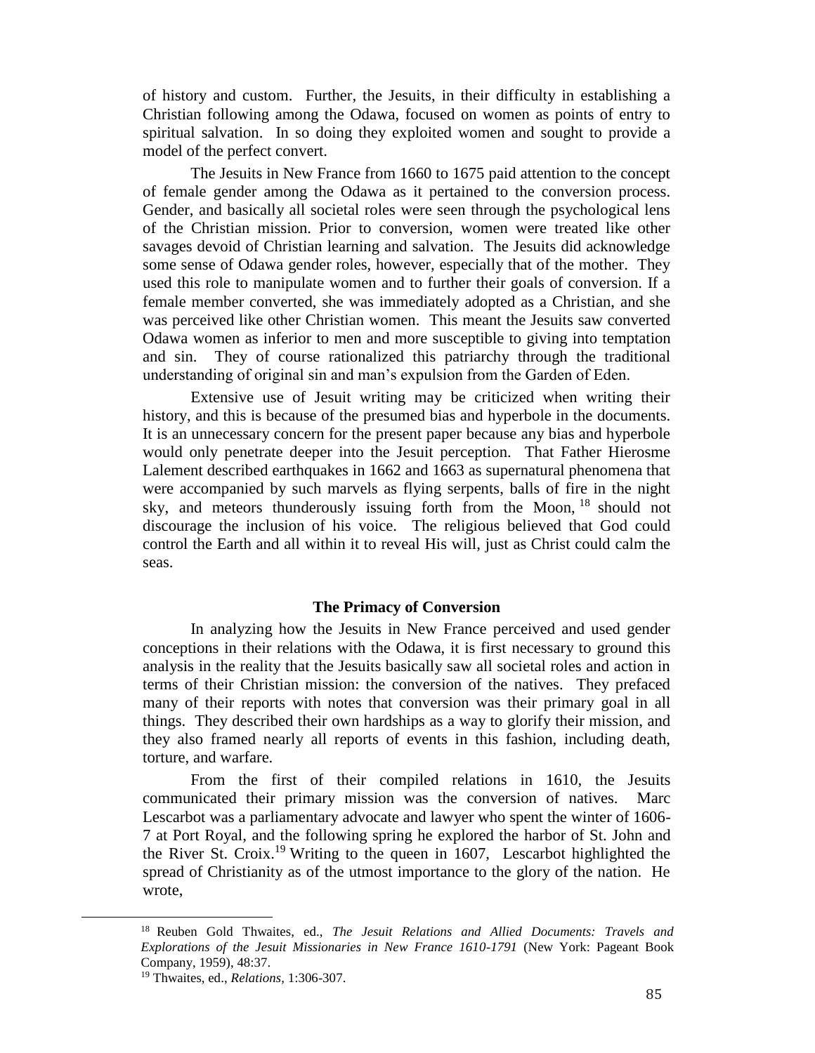of history and custom. Further, the Jesuits, in their difficulty in establishing a Christian following among the Odawa, focused on women as points of entry to spiritual salvation. In so doing they exploited women and sought to provide a model of the perfect convert.

The Jesuits in New France from 1660 to 1675 paid attention to the concept of female gender among the Odawa as it pertained to the conversion process. Gender, and basically all societal roles were seen through the psychological lens of the Christian mission. Prior to conversion, women were treated like other savages devoid of Christian learning and salvation. The Jesuits did acknowledge some sense of Odawa gender roles, however, especially that of the mother. They used this role to manipulate women and to further their goals of conversion. If a female member converted, she was immediately adopted as a Christian, and she was perceived like other Christian women. This meant the Jesuits saw converted Odawa women as inferior to men and more susceptible to giving into temptation and sin. They of course rationalized this patriarchy through the traditional understanding of original sin and man's expulsion from the Garden of Eden.

Extensive use of Jesuit writing may be criticized when writing their history, and this is because of the presumed bias and hyperbole in the documents. It is an unnecessary concern for the present paper because any bias and hyperbole would only penetrate deeper into the Jesuit perception. That Father Hierosme Lalement described earthquakes in 1662 and 1663 as supernatural phenomena that were accompanied by such marvels as flying serpents, balls of fire in the night sky, and meteors thunderously issuing forth from the Moon, [18] should not discourage the inclusion of his voice. The religious believed that God could control the Earth and all within it to reveal His will, just as Christ could calm the seas.

### The Primacy of Conversion

In analyzing how the Jesuits in New France perceived and used gender conceptions in their relations with the Odawa, it is first necessary to ground this analysis in the reality that the Jesuits basically saw all societal roles and action in terms of their Christian mission: the conversion of the natives. They prefaced many of their reports with notes that conversion was their primary goal in all things. They described their own hardships as a way to glorify their mission, and they also framed nearly all reports of events in this fashion, including death, torture, and warfare.

From the first of their compiled relations in 1610, the Jesuits communicated their primary mission was the conversion of natives. Marc Lescarbot was a parliamentary advocate and lawyer who spent the winter of 1606-7 at Port Royal, and the following spring he explored the harbor of St. John and the River St. Croix.[19] Writing to the queen in 1607, Lescarbot highlighted the spread of Christianity as of the utmost importance to the glory of the nation. He wrote,

---

[18] Reuben Gold Thwaites, ed., *The Jesuit Relations and Allied Documents: Travels and Explorations of the Jesuit Missionaries in New France 1610-1791* (New York: Pageant Book Company, 1959), 48:37.

[19] Thwaites, ed., *Relations*, 1:306-307.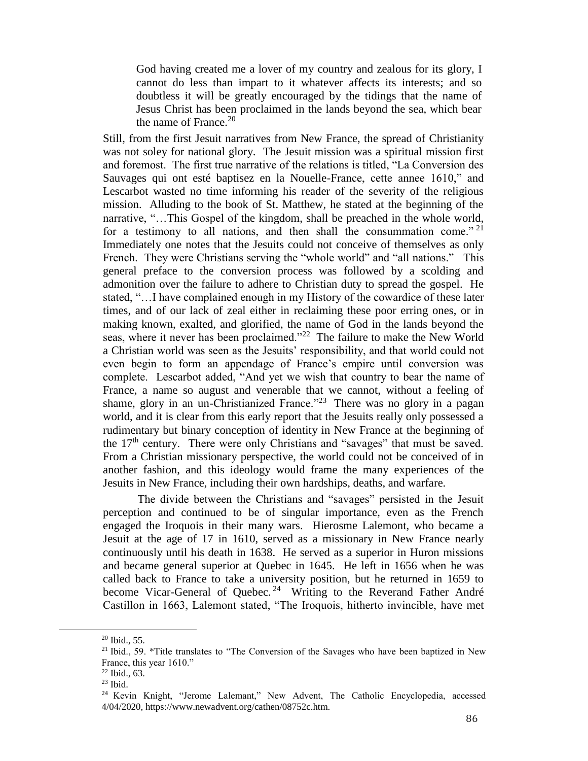> God having created me a lover of my country and zealous for its glory, I cannot do less than impart to it whatever affects its interests; and so doubtless it will be greatly encouraged by the tidings that the name of Jesus Christ has been proclaimed in the lands beyond the sea, which bear the name of France.[20]

Still, from the first Jesuit narratives from New France, the spread of Christianity was not soley for national glory. The Jesuit mission was a spiritual mission first and foremost. The first true narrative of the relations is titled, "La Conversion des Sauvages qui ont esté baptisez en la Nouelle-France, cette annee 1610," and Lescarbot wasted no time informing his reader of the severity of the religious mission. Alluding to the book of St. Matthew, he stated at the beginning of the narrative, "…This Gospel of the kingdom, shall be preached in the whole world, for a testimony to all nations, and then shall the consummation come."[21] Immediately one notes that the Jesuits could not conceive of themselves as only French. They were Christians serving the "whole world" and "all nations." This general preface to the conversion process was followed by a scolding and admonition over the failure to adhere to Christian duty to spread the gospel. He stated, "…I have complained enough in my History of the cowardice of these later times, and of our lack of zeal either in reclaiming these poor erring ones, or in making known, exalted, and glorified, the name of God in the lands beyond the seas, where it never has been proclaimed."[22] The failure to make the New World a Christian world was seen as the Jesuits' responsibility, and that world could not even begin to form an appendage of France's empire until conversion was complete. Lescarbot added, "And yet we wish that country to bear the name of France, a name so august and venerable that we cannot, without a feeling of shame, glory in an un-Christianized France."[23] There was no glory in a pagan world, and it is clear from this early report that the Jesuits really only possessed a rudimentary but binary conception of identity in New France at the beginning of the 17th century. There were only Christians and "savages" that must be saved. From a Christian missionary perspective, the world could not be conceived of in another fashion, and this ideology would frame the many experiences of the Jesuits in New France, including their own hardships, deaths, and warfare.

The divide between the Christians and "savages" persisted in the Jesuit perception and continued to be of singular importance, even as the French engaged the Iroquois in their many wars. Hierosme Lalemont, who became a Jesuit at the age of 17 in 1610, served as a missionary in New France nearly continuously until his death in 1638. He served as a superior in Huron missions and became general superior at Quebec in 1645. He left in 1656 when he was called back to France to take a university position, but he returned in 1659 to become Vicar-General of Quebec.[24] Writing to the Reverand Father André Castillon in 1663, Lalemont stated, "The Iroquois, hitherto invincible, have met

---

[20] Ibid., 55.

[21] Ibid., 59. *Title translates to "The Conversion of the Savages who have been baptized in New France, this year 1610."

[22] Ibid., 63.

[23] Ibid.

[24] Kevin Knight, "Jerome Lalemant," New Advent, The Catholic Encyclopedia, accessed 4/04/2020, https://www.newadvent.org/cathen/08752c.htm.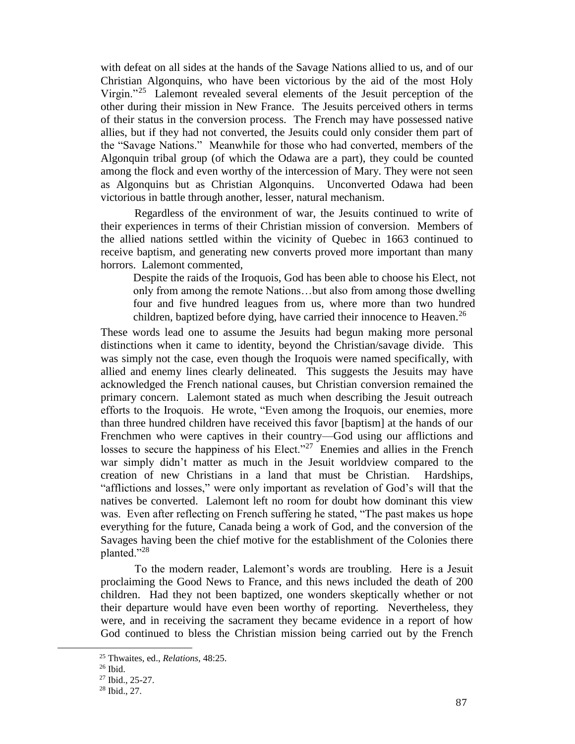with defeat on all sides at the hands of the Savage Nations allied to us, and of our Christian Algonquins, who have been victorious by the aid of the most Holy Virgin."[25] Lalemont revealed several elements of the Jesuit perception of the other during their mission in New France. The Jesuits perceived others in terms of their status in the conversion process. The French may have possessed native allies, but if they had not converted, the Jesuits could only consider them part of the "Savage Nations." Meanwhile for those who had converted, members of the Algonquin tribal group (of which the Odawa are a part), they could be counted among the flock and even worthy of the intercession of Mary. They were not seen as Algonquins but as Christian Algonquins. Unconverted Odawa had been victorious in battle through another, lesser, natural mechanism.

Regardless of the environment of war, the Jesuits continued to write of their experiences in terms of their Christian mission of conversion. Members of the allied nations settled within the vicinity of Quebec in 1663 continued to receive baptism, and generating new converts proved more important than many horrors. Lalemont commented,

> Despite the raids of the Iroquois, God has been able to choose his Elect, not only from among the remote Nations…but also from among those dwelling four and five hundred leagues from us, where more than two hundred children, baptized before dying, have carried their innocence to Heaven.[26]

These words lead one to assume the Jesuits had begun making more personal distinctions when it came to identity, beyond the Christian/savage divide. This was simply not the case, even though the Iroquois were named specifically, with allied and enemy lines clearly delineated. This suggests the Jesuits may have acknowledged the French national causes, but Christian conversion remained the primary concern. Lalemont stated as much when describing the Jesuit outreach efforts to the Iroquois. He wrote, "Even among the Iroquois, our enemies, more than three hundred children have received this favor [baptism] at the hands of our Frenchmen who were captives in their country—God using our afflictions and losses to secure the happiness of his Elect."[27] Enemies and allies in the French war simply didn't matter as much in the Jesuit worldview compared to the creation of new Christians in a land that must be Christian. Hardships, "afflictions and losses," were only important as revelation of God's will that the natives be converted. Lalemont left no room for doubt how dominant this view was. Even after reflecting on French suffering he stated, "The past makes us hope everything for the future, Canada being a work of God, and the conversion of the Savages having been the chief motive for the establishment of the Colonies there planted."[28]

To the modern reader, Lalemont's words are troubling. Here is a Jesuit proclaiming the Good News to France, and this news included the death of 200 children. Had they not been baptized, one wonders skeptically whether or not their departure would have even been worthy of reporting. Nevertheless, they were, and in receiving the sacrament they became evidence in a report of how God continued to bless the Christian mission being carried out by the French

---

[25] Thwaites, ed., *Relations*, 48:25.

[26] Ibid.

[27] Ibid., 25-27.

[28] Ibid., 27.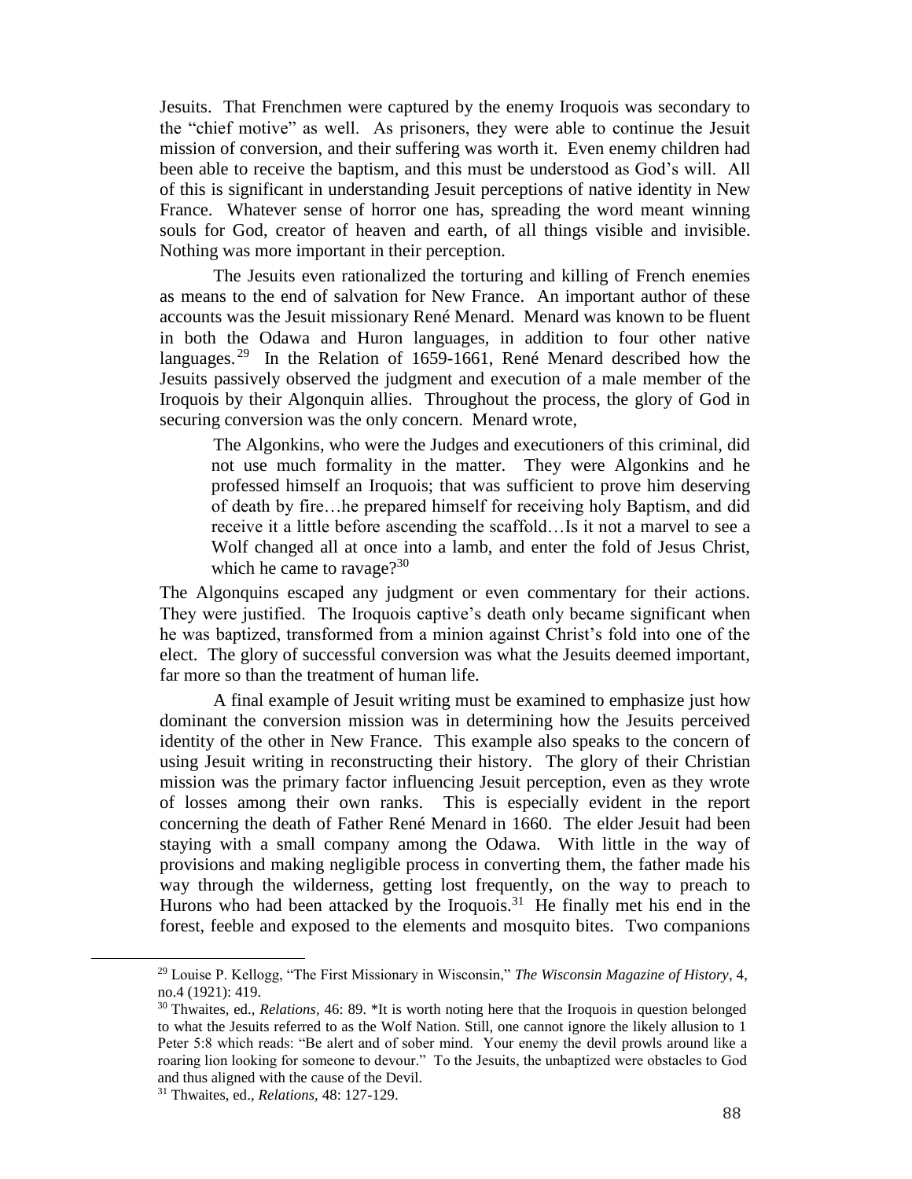Jesuits. That Frenchmen were captured by the enemy Iroquois was secondary to the "chief motive" as well. As prisoners, they were able to continue the Jesuit mission of conversion, and their suffering was worth it. Even enemy children had been able to receive the baptism, and this must be understood as God's will. All of this is significant in understanding Jesuit perceptions of native identity in New France. Whatever sense of horror one has, spreading the word meant winning souls for God, creator of heaven and earth, of all things visible and invisible. Nothing was more important in their perception.

The Jesuits even rationalized the torturing and killing of French enemies as means to the end of salvation for New France. An important author of these accounts was the Jesuit missionary René Menard. Menard was known to be fluent in both the Odawa and Huron languages, in addition to four other native languages.[29] In the Relation of 1659-1661, René Menard described how the Jesuits passively observed the judgment and execution of a male member of the Iroquois by their Algonquin allies. Throughout the process, the glory of God in securing conversion was the only concern. Menard wrote,

> The Algonkins, who were the Judges and executioners of this criminal, did not use much formality in the matter. They were Algonkins and he professed himself an Iroquois; that was sufficient to prove him deserving of death by fire…he prepared himself for receiving holy Baptism, and did receive it a little before ascending the scaffold…Is it not a marvel to see a Wolf changed all at once into a lamb, and enter the fold of Jesus Christ, which he came to ravage?[30]

The Algonquins escaped any judgment or even commentary for their actions. They were justified. The Iroquois captive's death only became significant when he was baptized, transformed from a minion against Christ's fold into one of the elect. The glory of successful conversion was what the Jesuits deemed important, far more so than the treatment of human life.

A final example of Jesuit writing must be examined to emphasize just how dominant the conversion mission was in determining how the Jesuits perceived identity of the other in New France. This example also speaks to the concern of using Jesuit writing in reconstructing their history. The glory of their Christian mission was the primary factor influencing Jesuit perception, even as they wrote of losses among their own ranks. This is especially evident in the report concerning the death of Father René Menard in 1660. The elder Jesuit had been staying with a small company among the Odawa. With little in the way of provisions and making negligible process in converting them, the father made his way through the wilderness, getting lost frequently, on the way to preach to Hurons who had been attacked by the Iroquois.[31] He finally met his end in the forest, feeble and exposed to the elements and mosquito bites. Two companions

---

[29] Louise P. Kellogg, "The First Missionary in Wisconsin," *The Wisconsin Magazine of History*, 4, no.4 (1921): 419.

[30] Thwaites, ed., *Relations,* 46: 89. *It is worth noting here that the Iroquois in question belonged to what the Jesuits referred to as the Wolf Nation. Still, one cannot ignore the likely allusion to 1 Peter 5:8 which reads: "Be alert and of sober mind. Your enemy the devil prowls around like a roaring lion looking for someone to devour." To the Jesuits, the unbaptized were obstacles to God and thus aligned with the cause of the Devil.

[31] Thwaites, ed., *Relations,* 48: 127-129.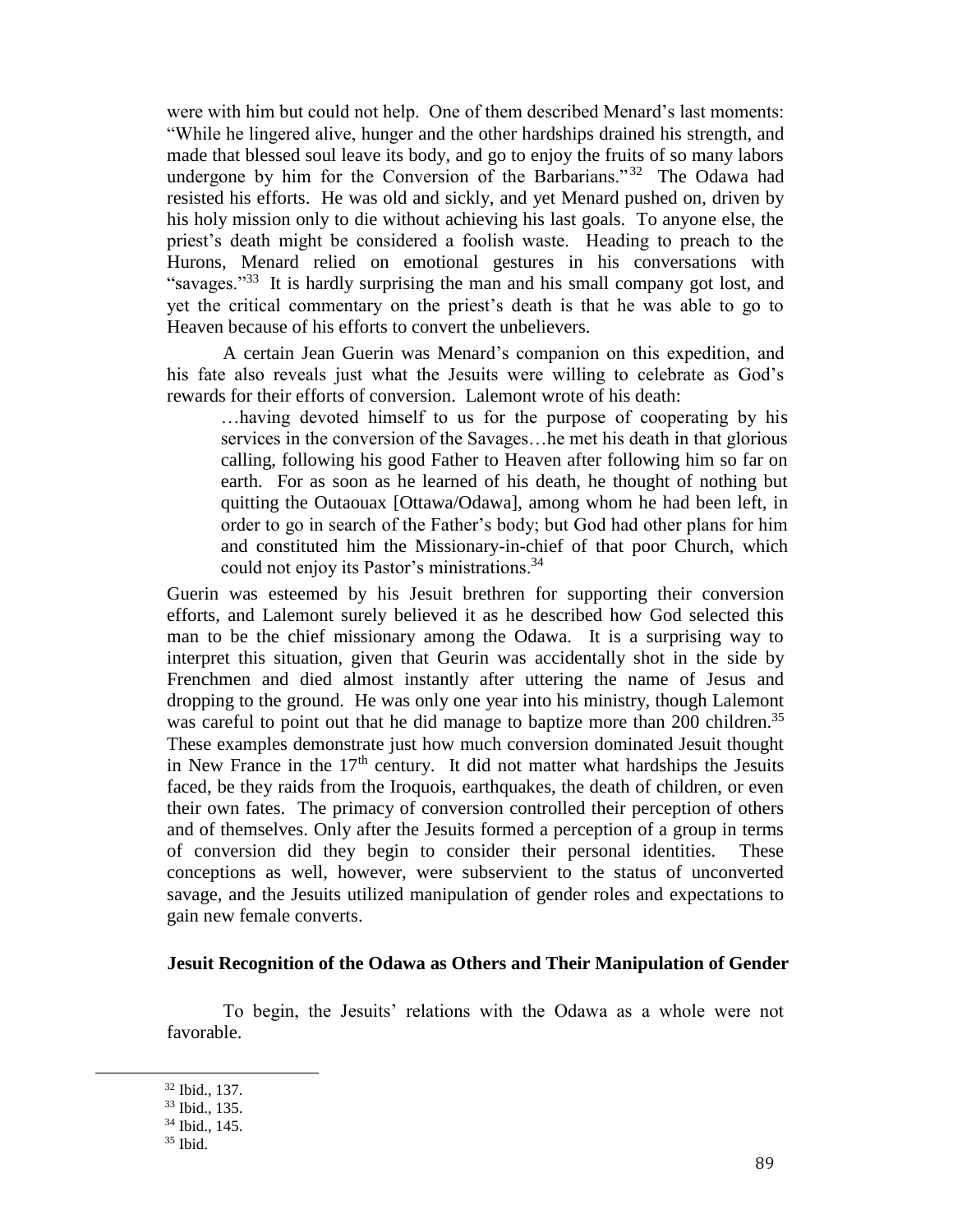were with him but could not help. One of them described Menard's last moments: "While he lingered alive, hunger and the other hardships drained his strength, and made that blessed soul leave its body, and go to enjoy the fruits of so many labors undergone by him for the Conversion of the Barbarians."[32] The Odawa had resisted his efforts. He was old and sickly, and yet Menard pushed on, driven by his holy mission only to die without achieving his last goals. To anyone else, the priest's death might be considered a foolish waste. Heading to preach to the Hurons, Menard relied on emotional gestures in his conversations with "savages."[33] It is hardly surprising the man and his small company got lost, and yet the critical commentary on the priest's death is that he was able to go to Heaven because of his efforts to convert the unbelievers.

A certain Jean Guerin was Menard's companion on this expedition, and his fate also reveals just what the Jesuits were willing to celebrate as God's rewards for their efforts of conversion. Lalemont wrote of his death:

> …having devoted himself to us for the purpose of cooperating by his services in the conversion of the Savages…he met his death in that glorious calling, following his good Father to Heaven after following him so far on earth. For as soon as he learned of his death, he thought of nothing but quitting the Outaouax [Ottawa/Odawa], among whom he had been left, in order to go in search of the Father's body; but God had other plans for him and constituted him the Missionary-in-chief of that poor Church, which could not enjoy its Pastor's ministrations.[34]

Guerin was esteemed by his Jesuit brethren for supporting their conversion efforts, and Lalemont surely believed it as he described how God selected this man to be the chief missionary among the Odawa. It is a surprising way to interpret this situation, given that Geurin was accidentally shot in the side by Frenchmen and died almost instantly after uttering the name of Jesus and dropping to the ground. He was only one year into his ministry, though Lalemont was careful to point out that he did manage to baptize more than 200 children.[35] These examples demonstrate just how much conversion dominated Jesuit thought in New France in the 17th century. It did not matter what hardships the Jesuits faced, be they raids from the Iroquois, earthquakes, the death of children, or even their own fates. The primacy of conversion controlled their perception of others and of themselves. Only after the Jesuits formed a perception of a group in terms of conversion did they begin to consider their personal identities. These conceptions as well, however, were subservient to the status of unconverted savage, and the Jesuits utilized manipulation of gender roles and expectations to gain new female converts.

### Jesuit Recognition of the Odawa as Others and Their Manipulation of Gender

To begin, the Jesuits' relations with the Odawa as a whole were not favorable.

---

[32] Ibid., 137.
[33] Ibid., 135.
[34] Ibid., 145.
[35] Ibid.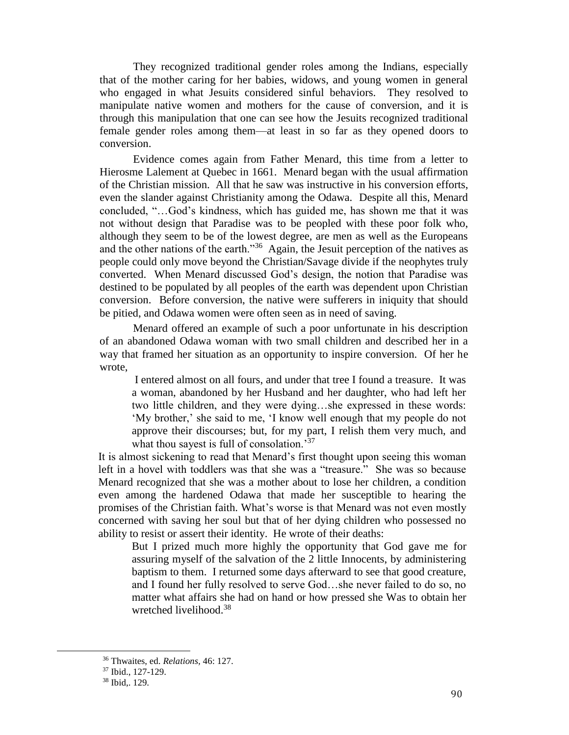They recognized traditional gender roles among the Indians, especially that of the mother caring for her babies, widows, and young women in general who engaged in what Jesuits considered sinful behaviors. They resolved to manipulate native women and mothers for the cause of conversion, and it is through this manipulation that one can see how the Jesuits recognized traditional female gender roles among them—at least in so far as they opened doors to conversion.

Evidence comes again from Father Menard, this time from a letter to Hierosme Lalement at Quebec in 1661. Menard began with the usual affirmation of the Christian mission. All that he saw was instructive in his conversion efforts, even the slander against Christianity among the Odawa. Despite all this, Menard concluded, "…God's kindness, which has guided me, has shown me that it was not without design that Paradise was to be peopled with these poor folk who, although they seem to be of the lowest degree, are men as well as the Europeans and the other nations of the earth."[36] Again, the Jesuit perception of the natives as people could only move beyond the Christian/Savage divide if the neophytes truly converted. When Menard discussed God's design, the notion that Paradise was destined to be populated by all peoples of the earth was dependent upon Christian conversion. Before conversion, the native were sufferers in iniquity that should be pitied, and Odawa women were often seen as in need of saving.

Menard offered an example of such a poor unfortunate in his description of an abandoned Odawa woman with two small children and described her in a way that framed her situation as an opportunity to inspire conversion. Of her he wrote,

> I entered almost on all fours, and under that tree I found a treasure. It was a woman, abandoned by her Husband and her daughter, who had left her two little children, and they were dying…she expressed in these words: 'My brother,' she said to me, 'I know well enough that my people do not approve their discourses; but, for my part, I relish them very much, and what thou sayest is full of consolation.'[37]

It is almost sickening to read that Menard's first thought upon seeing this woman left in a hovel with toddlers was that she was a "treasure." She was so because Menard recognized that she was a mother about to lose her children, a condition even among the hardened Odawa that made her susceptible to hearing the promises of the Christian faith. What's worse is that Menard was not even mostly concerned with saving her soul but that of her dying children who possessed no ability to resist or assert their identity. He wrote of their deaths:

> But I prized much more highly the opportunity that God gave me for assuring myself of the salvation of the 2 little Innocents, by administering baptism to them. I returned some days afterward to see that good creature, and I found her fully resolved to serve God…she never failed to do so, no matter what affairs she had on hand or how pressed she Was to obtain her wretched livelihood.[38]

---

[36] Thwaites, ed. *Relations*, 46: 127.

[37] Ibid., 127-129.

[38] Ibid,. 129.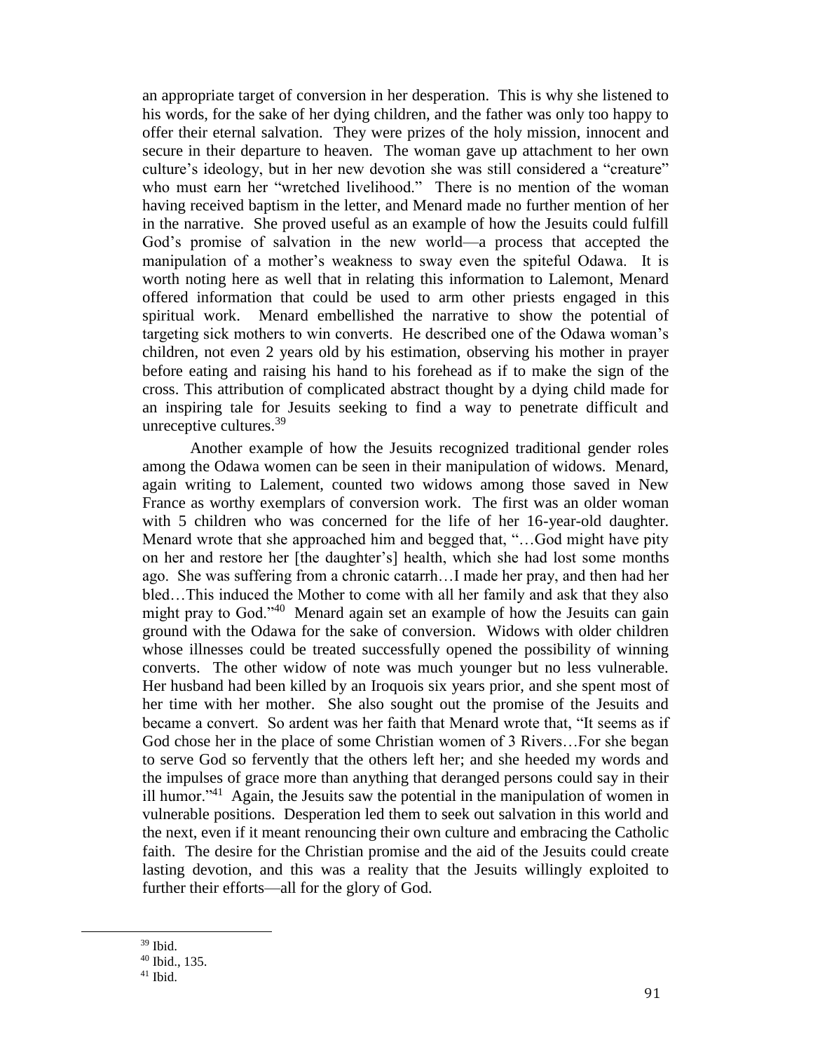an appropriate target of conversion in her desperation. This is why she listened to his words, for the sake of her dying children, and the father was only too happy to offer their eternal salvation. They were prizes of the holy mission, innocent and secure in their departure to heaven. The woman gave up attachment to her own culture's ideology, but in her new devotion she was still considered a "creature" who must earn her "wretched livelihood." There is no mention of the woman having received baptism in the letter, and Menard made no further mention of her in the narrative. She proved useful as an example of how the Jesuits could fulfill God's promise of salvation in the new world—a process that accepted the manipulation of a mother's weakness to sway even the spiteful Odawa. It is worth noting here as well that in relating this information to Lalemont, Menard offered information that could be used to arm other priests engaged in this spiritual work. Menard embellished the narrative to show the potential of targeting sick mothers to win converts. He described one of the Odawa woman's children, not even 2 years old by his estimation, observing his mother in prayer before eating and raising his hand to his forehead as if to make the sign of the cross. This attribution of complicated abstract thought by a dying child made for an inspiring tale for Jesuits seeking to find a way to penetrate difficult and unreceptive cultures.[39]

Another example of how the Jesuits recognized traditional gender roles among the Odawa women can be seen in their manipulation of widows. Menard, again writing to Lalement, counted two widows among those saved in New France as worthy exemplars of conversion work. The first was an older woman with 5 children who was concerned for the life of her 16-year-old daughter. Menard wrote that she approached him and begged that, "…God might have pity on her and restore her [the daughter's] health, which she had lost some months ago. She was suffering from a chronic catarrh…I made her pray, and then had her bled…This induced the Mother to come with all her family and ask that they also might pray to God."[40] Menard again set an example of how the Jesuits can gain ground with the Odawa for the sake of conversion. Widows with older children whose illnesses could be treated successfully opened the possibility of winning converts. The other widow of note was much younger but no less vulnerable. Her husband had been killed by an Iroquois six years prior, and she spent most of her time with her mother. She also sought out the promise of the Jesuits and became a convert. So ardent was her faith that Menard wrote that, "It seems as if God chose her in the place of some Christian women of 3 Rivers…For she began to serve God so fervently that the others left her; and she heeded my words and the impulses of grace more than anything that deranged persons could say in their ill humor."[41] Again, the Jesuits saw the potential in the manipulation of women in vulnerable positions. Desperation led them to seek out salvation in this world and the next, even if it meant renouncing their own culture and embracing the Catholic faith. The desire for the Christian promise and the aid of the Jesuits could create lasting devotion, and this was a reality that the Jesuits willingly exploited to further their efforts—all for the glory of God.

[39] Ibid.

[40] Ibid., 135.

[41] Ibid.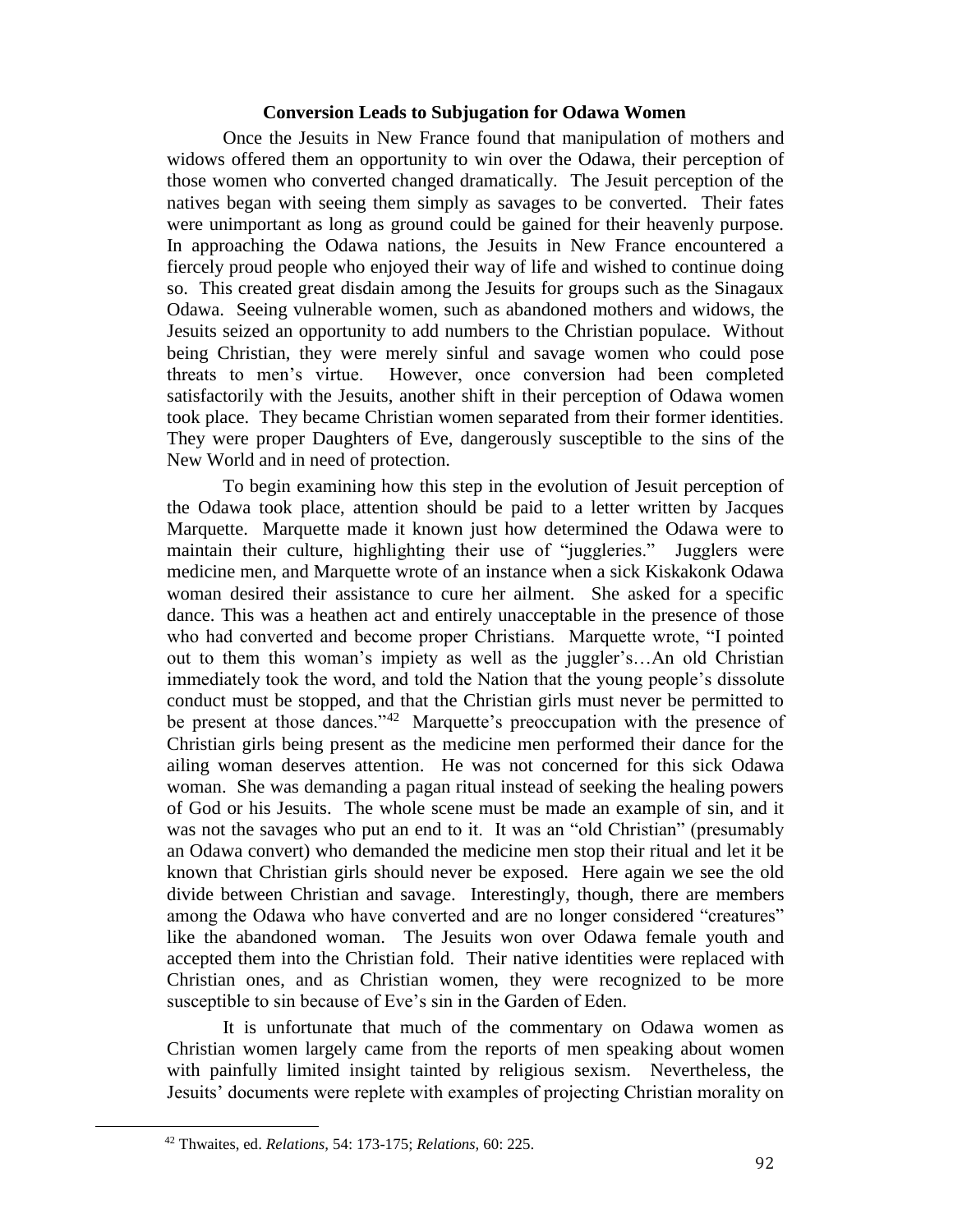### Conversion Leads to Subjugation for Odawa Women

Once the Jesuits in New France found that manipulation of mothers and widows offered them an opportunity to win over the Odawa, their perception of those women who converted changed dramatically. The Jesuit perception of the natives began with seeing them simply as savages to be converted. Their fates were unimportant as long as ground could be gained for their heavenly purpose. In approaching the Odawa nations, the Jesuits in New France encountered a fiercely proud people who enjoyed their way of life and wished to continue doing so. This created great disdain among the Jesuits for groups such as the Sinagaux Odawa. Seeing vulnerable women, such as abandoned mothers and widows, the Jesuits seized an opportunity to add numbers to the Christian populace. Without being Christian, they were merely sinful and savage women who could pose threats to men's virtue. However, once conversion had been completed satisfactorily with the Jesuits, another shift in their perception of Odawa women took place. They became Christian women separated from their former identities. They were proper Daughters of Eve, dangerously susceptible to the sins of the New World and in need of protection.

To begin examining how this step in the evolution of Jesuit perception of the Odawa took place, attention should be paid to a letter written by Jacques Marquette. Marquette made it known just how determined the Odawa were to maintain their culture, highlighting their use of "juggleries." Jugglers were medicine men, and Marquette wrote of an instance when a sick Kiskakonk Odawa woman desired their assistance to cure her ailment. She asked for a specific dance. This was a heathen act and entirely unacceptable in the presence of those who had converted and become proper Christians. Marquette wrote, "I pointed out to them this woman's impiety as well as the juggler's…An old Christian immediately took the word, and told the Nation that the young people's dissolute conduct must be stopped, and that the Christian girls must never be permitted to be present at those dances."[42] Marquette's preoccupation with the presence of Christian girls being present as the medicine men performed their dance for the ailing woman deserves attention. He was not concerned for this sick Odawa woman. She was demanding a pagan ritual instead of seeking the healing powers of God or his Jesuits. The whole scene must be made an example of sin, and it was not the savages who put an end to it. It was an "old Christian" (presumably an Odawa convert) who demanded the medicine men stop their ritual and let it be known that Christian girls should never be exposed. Here again we see the old divide between Christian and savage. Interestingly, though, there are members among the Odawa who have converted and are no longer considered "creatures" like the abandoned woman. The Jesuits won over Odawa female youth and accepted them into the Christian fold. Their native identities were replaced with Christian ones, and as Christian women, they were recognized to be more susceptible to sin because of Eve's sin in the Garden of Eden.

It is unfortunate that much of the commentary on Odawa women as Christian women largely came from the reports of men speaking about women with painfully limited insight tainted by religious sexism. Nevertheless, the Jesuits' documents were replete with examples of projecting Christian morality on

[42] Thwaites, ed. *Relations*, 54: 173-175; *Relations*, 60: 225.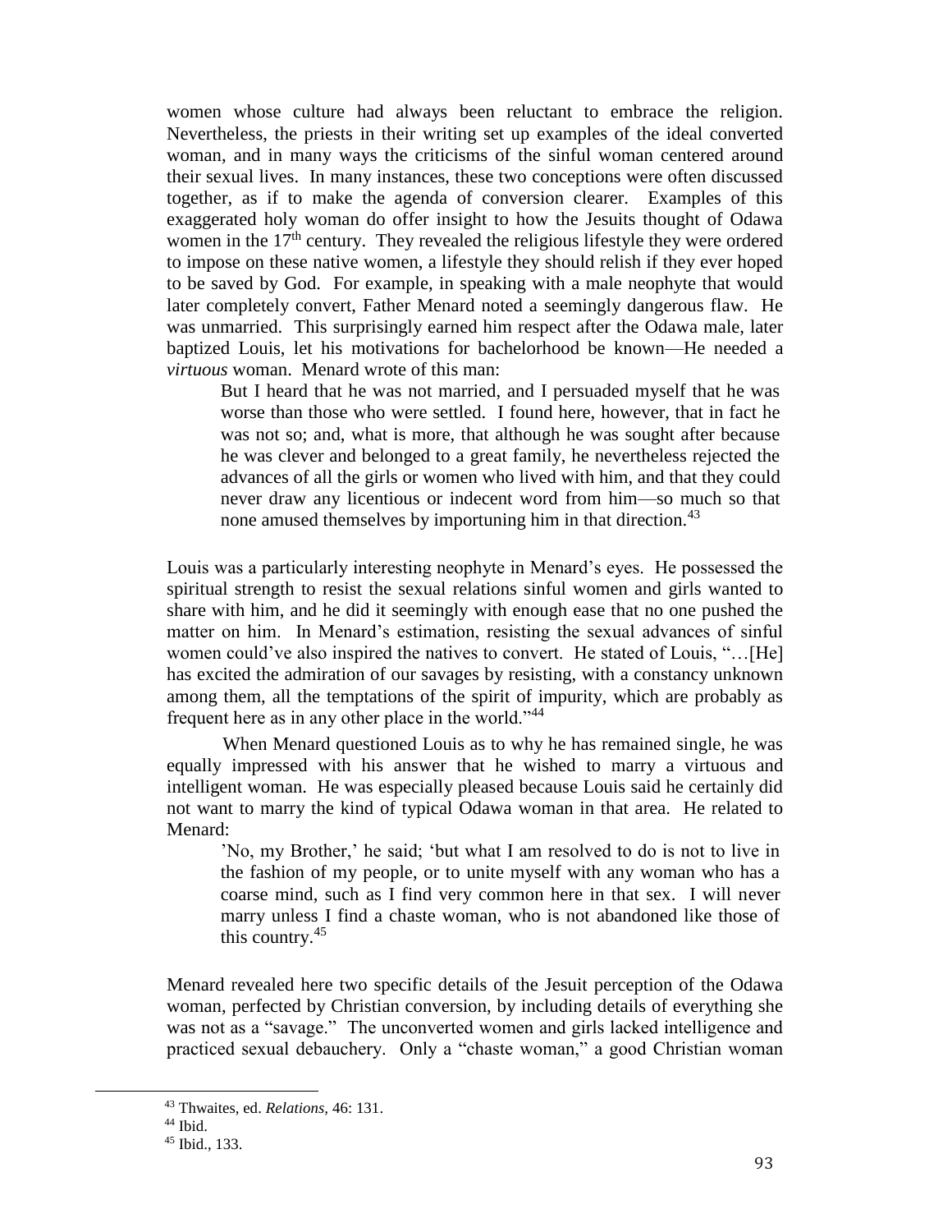women whose culture had always been reluctant to embrace the religion. Nevertheless, the priests in their writing set up examples of the ideal converted woman, and in many ways the criticisms of the sinful woman centered around their sexual lives. In many instances, these two conceptions were often discussed together, as if to make the agenda of conversion clearer. Examples of this exaggerated holy woman do offer insight to how the Jesuits thought of Odawa women in the 17th century. They revealed the religious lifestyle they were ordered to impose on these native women, a lifestyle they should relish if they ever hoped to be saved by God. For example, in speaking with a male neophyte that would later completely convert, Father Menard noted a seemingly dangerous flaw. He was unmarried. This surprisingly earned him respect after the Odawa male, later baptized Louis, let his motivations for bachelorhood be known—He needed a *virtuous* woman. Menard wrote of this man:

> But I heard that he was not married, and I persuaded myself that he was worse than those who were settled. I found here, however, that in fact he was not so; and, what is more, that although he was sought after because he was clever and belonged to a great family, he nevertheless rejected the advances of all the girls or women who lived with him, and that they could never draw any licentious or indecent word from him—so much so that none amused themselves by importuning him in that direction.[43]

Louis was a particularly interesting neophyte in Menard's eyes. He possessed the spiritual strength to resist the sexual relations sinful women and girls wanted to share with him, and he did it seemingly with enough ease that no one pushed the matter on him. In Menard's estimation, resisting the sexual advances of sinful women could've also inspired the natives to convert. He stated of Louis, "…[He] has excited the admiration of our savages by resisting, with a constancy unknown among them, all the temptations of the spirit of impurity, which are probably as frequent here as in any other place in the world."[44]

When Menard questioned Louis as to why he has remained single, he was equally impressed with his answer that he wished to marry a virtuous and intelligent woman. He was especially pleased because Louis said he certainly did not want to marry the kind of typical Odawa woman in that area. He related to Menard:

> 'No, my Brother,' he said; 'but what I am resolved to do is not to live in the fashion of my people, or to unite myself with any woman who has a coarse mind, such as I find very common here in that sex. I will never marry unless I find a chaste woman, who is not abandoned like those of this country.[45]

Menard revealed here two specific details of the Jesuit perception of the Odawa woman, perfected by Christian conversion, by including details of everything she was not as a "savage." The unconverted women and girls lacked intelligence and practiced sexual debauchery. Only a "chaste woman," a good Christian woman

---

[43] Thwaites, ed. *Relations*, 46: 131.

[44] Ibid.

[45] Ibid., 133.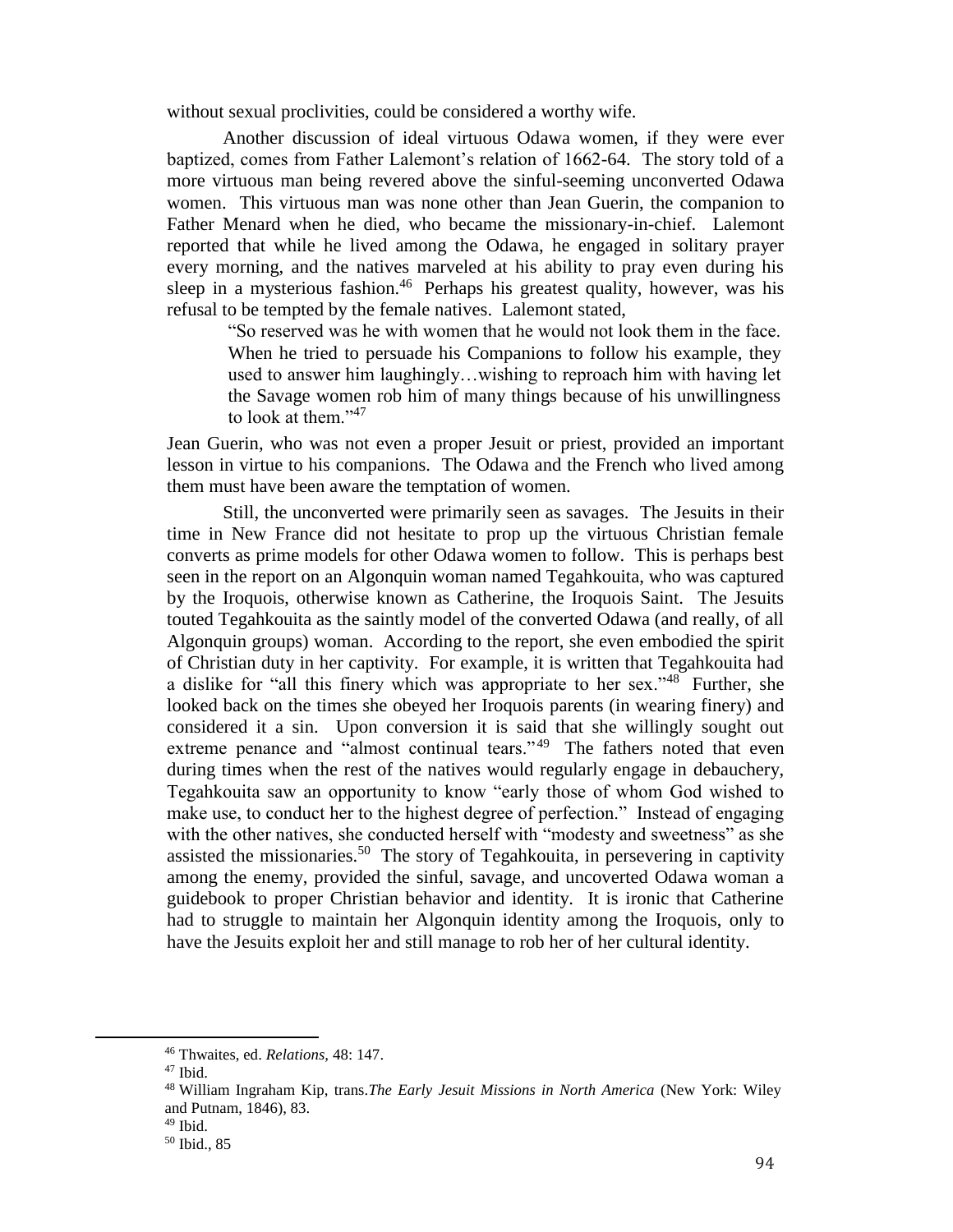without sexual proclivities, could be considered a worthy wife.

Another discussion of ideal virtuous Odawa women, if they were ever baptized, comes from Father Lalemont's relation of 1662-64. The story told of a more virtuous man being revered above the sinful-seeming unconverted Odawa women. This virtuous man was none other than Jean Guerin, the companion to Father Menard when he died, who became the missionary-in-chief. Lalemont reported that while he lived among the Odawa, he engaged in solitary prayer every morning, and the natives marveled at his ability to pray even during his sleep in a mysterious fashion.[46] Perhaps his greatest quality, however, was his refusal to be tempted by the female natives. Lalemont stated,

> "So reserved was he with women that he would not look them in the face. When he tried to persuade his Companions to follow his example, they used to answer him laughingly…wishing to reproach him with having let the Savage women rob him of many things because of his unwillingness to look at them."[47]

Jean Guerin, who was not even a proper Jesuit or priest, provided an important lesson in virtue to his companions. The Odawa and the French who lived among them must have been aware the temptation of women.

Still, the unconverted were primarily seen as savages. The Jesuits in their time in New France did not hesitate to prop up the virtuous Christian female converts as prime models for other Odawa women to follow. This is perhaps best seen in the report on an Algonquin woman named Tegahkouita, who was captured by the Iroquois, otherwise known as Catherine, the Iroquois Saint. The Jesuits touted Tegahkouita as the saintly model of the converted Odawa (and really, of all Algonquin groups) woman. According to the report, she even embodied the spirit of Christian duty in her captivity. For example, it is written that Tegahkouita had a dislike for "all this finery which was appropriate to her sex."[48] Further, she looked back on the times she obeyed her Iroquois parents (in wearing finery) and considered it a sin. Upon conversion it is said that she willingly sought out extreme penance and "almost continual tears."[49] The fathers noted that even during times when the rest of the natives would regularly engage in debauchery, Tegahkouita saw an opportunity to know "early those of whom God wished to make use, to conduct her to the highest degree of perfection." Instead of engaging with the other natives, she conducted herself with "modesty and sweetness" as she assisted the missionaries.[50] The story of Tegahkouita, in persevering in captivity among the enemy, provided the sinful, savage, and uncoverted Odawa woman a guidebook to proper Christian behavior and identity. It is ironic that Catherine had to struggle to maintain her Algonquin identity among the Iroquois, only to have the Jesuits exploit her and still manage to rob her of her cultural identity.

---

[46] Thwaites, ed. *Relations*, 48: 147.

[47] Ibid.

[48] William Ingraham Kip, trans.*The Early Jesuit Missions in North America* (New York: Wiley and Putnam, 1846), 83.

[49] Ibid.

[50] Ibid., 85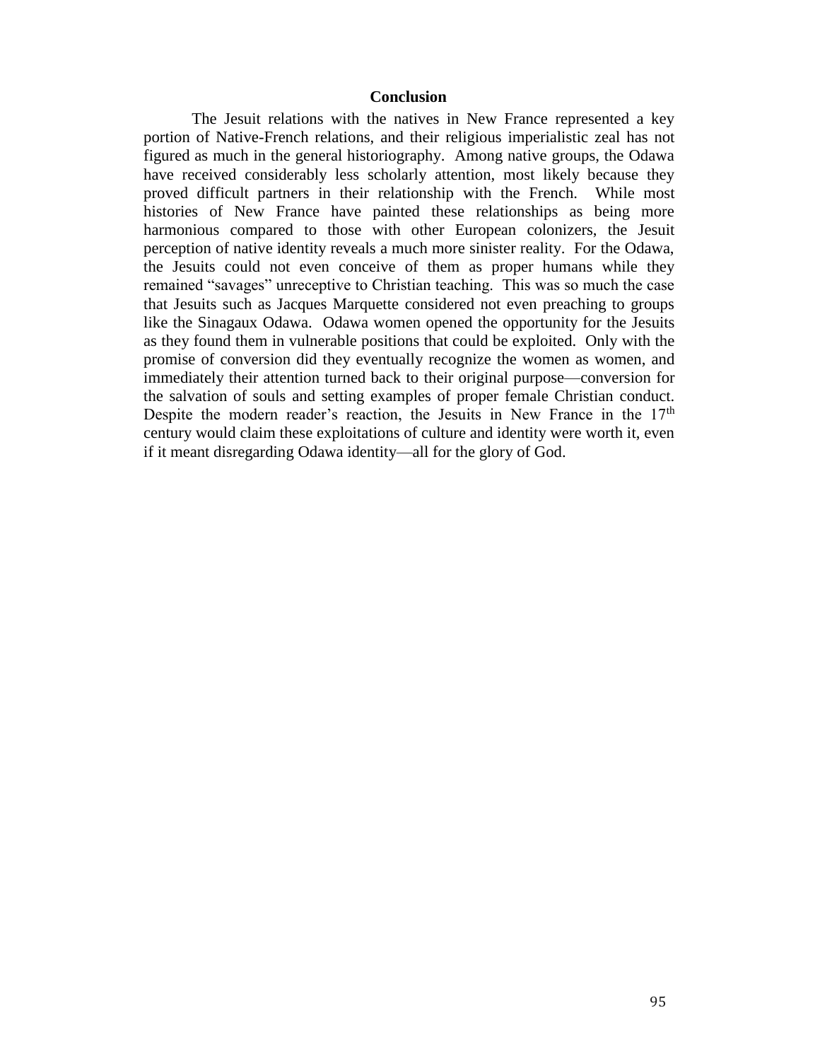## Conclusion

The Jesuit relations with the natives in New France represented a key portion of Native-French relations, and their religious imperialistic zeal has not figured as much in the general historiography. Among native groups, the Odawa have received considerably less scholarly attention, most likely because they proved difficult partners in their relationship with the French. While most histories of New France have painted these relationships as being more harmonious compared to those with other European colonizers, the Jesuit perception of native identity reveals a much more sinister reality. For the Odawa, the Jesuits could not even conceive of them as proper humans while they remained "savages" unreceptive to Christian teaching. This was so much the case that Jesuits such as Jacques Marquette considered not even preaching to groups like the Sinagaux Odawa. Odawa women opened the opportunity for the Jesuits as they found them in vulnerable positions that could be exploited. Only with the promise of conversion did they eventually recognize the women as women, and immediately their attention turned back to their original purpose—conversion for the salvation of souls and setting examples of proper female Christian conduct. Despite the modern reader's reaction, the Jesuits in New France in the 17th century would claim these exploitations of culture and identity were worth it, even if it meant disregarding Odawa identity—all for the glory of God.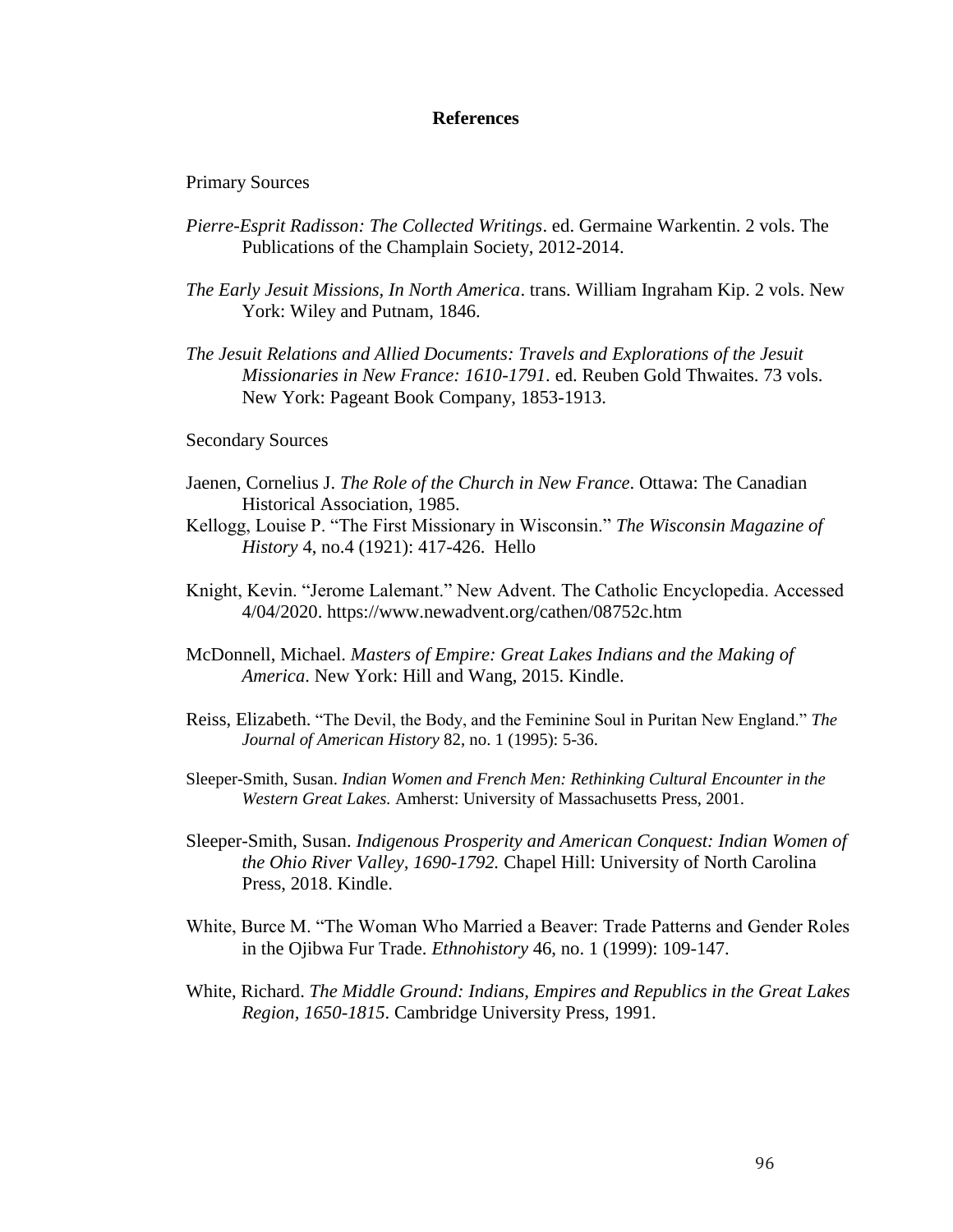# References

Primary Sources

*Pierre-Esprit Radisson: The Collected Writings*. ed. Germaine Warkentin. 2 vols. The Publications of the Champlain Society, 2012-2014.

*The Early Jesuit Missions, In North America*. trans. William Ingraham Kip. 2 vols. New York: Wiley and Putnam, 1846.

*The Jesuit Relations and Allied Documents: Travels and Explorations of the Jesuit Missionaries in New France: 1610-1791*. ed. Reuben Gold Thwaites. 73 vols. New York: Pageant Book Company, 1853-1913.

Secondary Sources

Jaenen, Cornelius J. *The Role of the Church in New France*. Ottawa: The Canadian Historical Association, 1985.

Kellogg, Louise P. "The First Missionary in Wisconsin." *The Wisconsin Magazine of History* 4, no.4 (1921): 417-426. Hello

Knight, Kevin. "Jerome Lalemant." New Advent. The Catholic Encyclopedia. Accessed 4/04/2020. https://www.newadvent.org/cathen/08752c.htm

McDonnell, Michael. *Masters of Empire: Great Lakes Indians and the Making of America*. New York: Hill and Wang, 2015. Kindle.

Reiss, Elizabeth. "The Devil, the Body, and the Feminine Soul in Puritan New England." *The Journal of American History* 82, no. 1 (1995): 5-36.

Sleeper-Smith, Susan. *Indian Women and French Men: Rethinking Cultural Encounter in the Western Great Lakes.* Amherst: University of Massachusetts Press, 2001.

Sleeper-Smith, Susan. *Indigenous Prosperity and American Conquest: Indian Women of the Ohio River Valley, 1690-1792.* Chapel Hill: University of North Carolina Press, 2018. Kindle.

White, Burce M. "The Woman Who Married a Beaver: Trade Patterns and Gender Roles in the Ojibwa Fur Trade. *Ethnohistory* 46, no. 1 (1999): 109-147.

White, Richard. *The Middle Ground: Indians, Empires and Republics in the Great Lakes Region, 1650-1815*. Cambridge University Press, 1991.